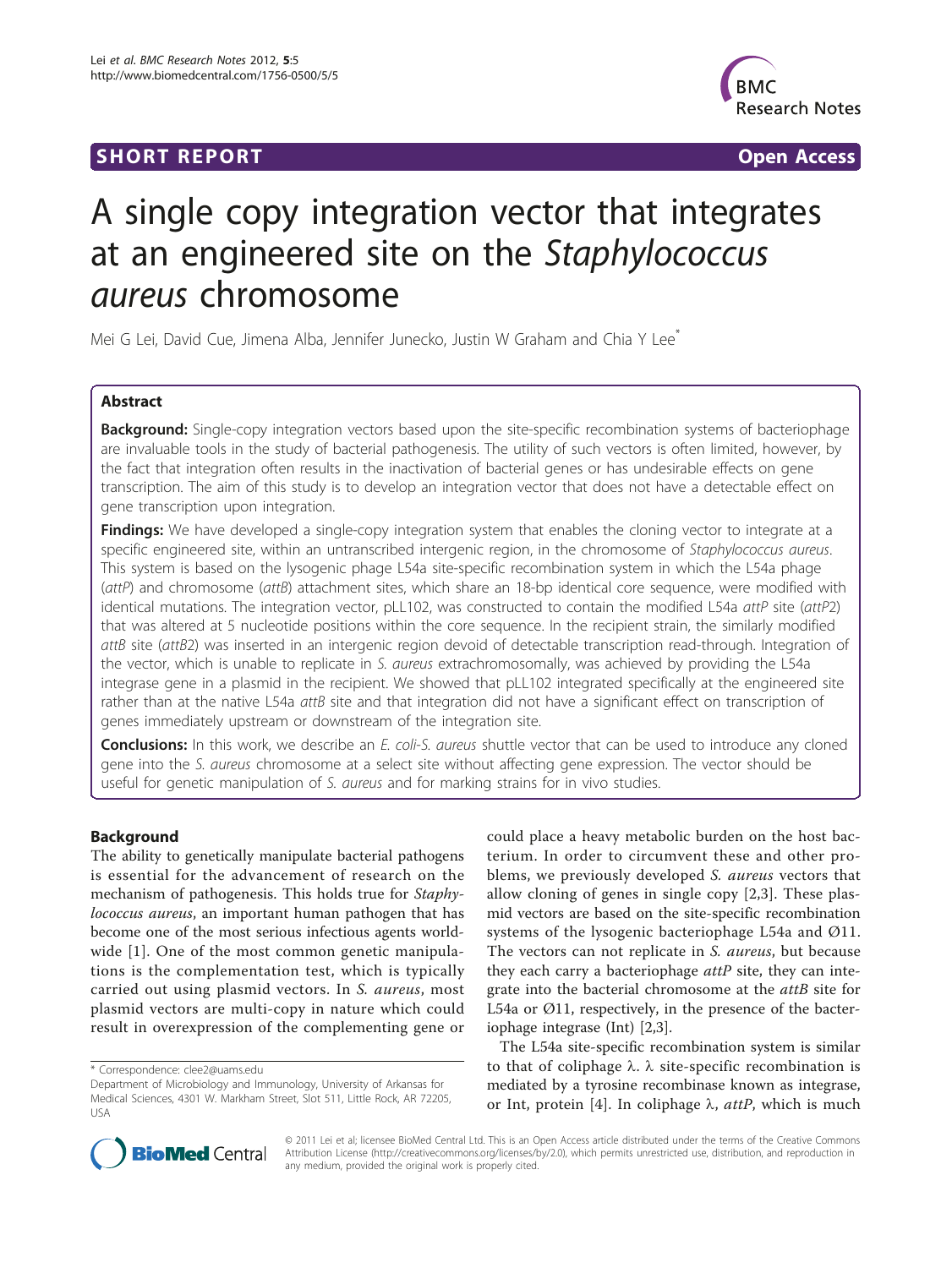SHORT REPORT Open Access

# A single copy integration vector that integrates at an engineered site on the *Staphylococcus aureus* chromosome

Mei G Lei, David Cue, Jimena Alba, Jennifer Junecko, Justin W Graham and Chia Y Lee*

## Abstract

**Background:** Single-copy integration vectors based upon the site-specific recombination systems of bacteriophage are invaluable tools in the study of bacterial pathogenesis. The utility of such vectors is often limited, however, by the fact that integration often results in the inactivation of bacterial genes or has undesirable effects on gene transcription. The aim of this study is to develop an integration vector that does not have a detectable effect on gene transcription upon integration.

**Findings:** We have developed a single-copy integration system that enables the cloning vector to integrate at a specific engineered site, within an untranscribed intergenic region, in the chromosome of *Staphylococcus aureus*. This system is based on the lysogenic phage L54a site-specific recombination system in which the L54a phage (*attP*) and chromosome (*attB*) attachment sites, which share an 18-bp identical core sequence, were modified with identical mutations. The integration vector, pLL102, was constructed to contain the modified L54a *attP* site (*attP*2) that was altered at 5 nucleotide positions within the core sequence. In the recipient strain, the similarly modified *attB* site (*attB*2) was inserted in an intergenic region devoid of detectable transcription read-through. Integration of the vector, which is unable to replicate in *S. aureus* extrachromosomally, was achieved by providing the L54a integrase gene in a plasmid in the recipient. We showed that pLL102 integrated specifically at the engineered site rather than at the native L54a *attB* site and that integration did not have a significant effect on transcription of genes immediately upstream or downstream of the integration site.

**Conclusions:** In this work, we describe an *E. coli-S. aureus* shuttle vector that can be used to introduce any cloned gene into the *S. aureus* chromosome at a select site without affecting gene expression. The vector should be useful for genetic manipulation of *S. aureus* and for marking strains for in vivo studies.

## Background

The ability to genetically manipulate bacterial pathogens is essential for the advancement of research on the mechanism of pathogenesis. This holds true for *Staphylococcus aureus*, an important human pathogen that has become one of the most serious infectious agents worldwide [1]. One of the most common genetic manipulations is the complementation test, which is typically carried out using plasmid vectors. In *S. aureus*, most plasmid vectors are multi-copy in nature which could result in overexpression of the complementing gene or could place a heavy metabolic burden on the host bacterium. In order to circumvent these and other problems, we previously developed *S. aureus* vectors that allow cloning of genes in single copy [2,3]. These plasmid vectors are based on the site-specific recombination systems of the lysogenic bacteriophage L54a and Ø11. The vectors can not replicate in *S. aureus*, but because they each carry a bacteriophage *attP* site, they can integrate into the bacterial chromosome at the *attB* site for L54a or Ø11, respectively, in the presence of the bacteriophage integrase (Int) [2,3].

The L54a site-specific recombination system is similar to that of coliphage λ. λ site-specific recombination is mediated by a tyrosine recombinase known as integrase, or Int, protein [4]. In coliphage λ, *attP*, which is much

\* Correspondence: clee2@uams.edu
Department of Microbiology and Immunology, University of Arkansas for Medical Sciences, 4301 W. Markham Street, Slot 511, Little Rock, AR 72205, USA

© 2011 Lei et al; licensee BioMed Central Ltd. This is an Open Access article distributed under the terms of the Creative Commons Attribution License (http://creativecommons.org/licenses/by/2.0), which permits unrestricted use, distribution, and reproduction in any medium, provided the original work is properly cited.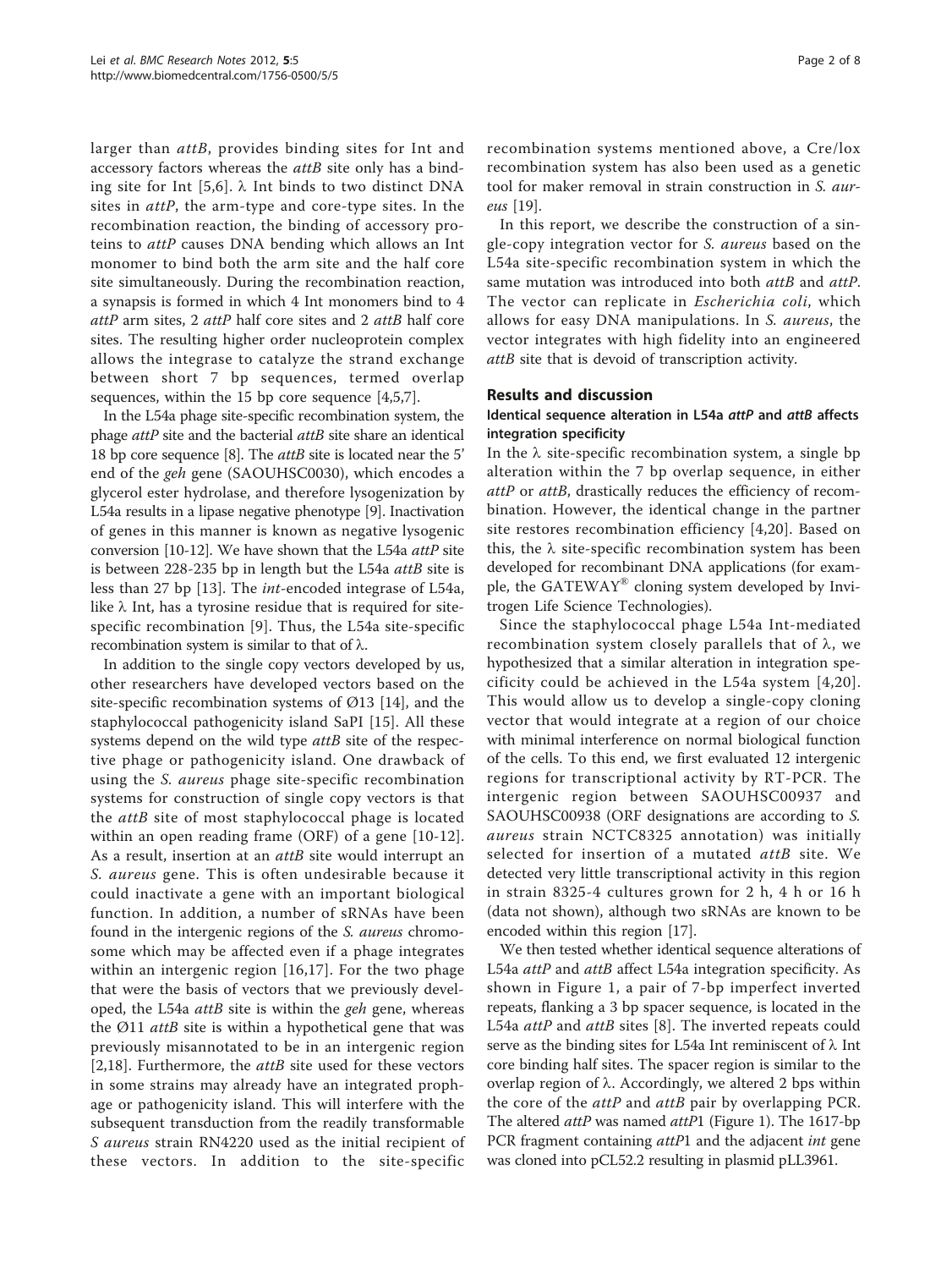larger than *attB*, provides binding sites for Int and accessory factors whereas the *attB* site only has a binding site for Int [5,6]. λ Int binds to two distinct DNA sites in *attP*, the arm-type and core-type sites. In the recombination reaction, the binding of accessory proteins to *attP* causes DNA bending which allows an Int monomer to bind both the arm site and the half core site simultaneously. During the recombination reaction, a synapsis is formed in which 4 Int monomers bind to 4 *attP* arm sites, 2 *attP* half core sites and 2 *attB* half core sites. The resulting higher order nucleoprotein complex allows the integrase to catalyze the strand exchange between short 7 bp sequences, termed overlap sequences, within the 15 bp core sequence [4,5,7].

In the L54a phage site-specific recombination system, the phage *attP* site and the bacterial *attB* site share an identical 18 bp core sequence [8]. The *attB* site is located near the 5' end of the *geh* gene (SAOUHSC0030), which encodes a glycerol ester hydrolase, and therefore lysogenization by L54a results in a lipase negative phenotype [9]. Inactivation of genes in this manner is known as negative lysogenic conversion [10-12]. We have shown that the L54a *attP* site is between 228-235 bp in length but the L54a *attB* site is less than 27 bp [13]. The *int*-encoded integrase of L54a, like λ Int, has a tyrosine residue that is required for site-specific recombination [9]. Thus, the L54a site-specific recombination system is similar to that of λ.

In addition to the single copy vectors developed by us, other researchers have developed vectors based on the site-specific recombination systems of Ø13 [14], and the staphylococcal pathogenicity island SaPI [15]. All these systems depend on the wild type *attB* site of the respective phage or pathogenicity island. One drawback of using the *S. aureus* phage site-specific recombination systems for construction of single copy vectors is that the *attB* site of most staphylococcal phage is located within an open reading frame (ORF) of a gene [10-12]. As a result, insertion at an *attB* site would interrupt an *S. aureus* gene. This is often undesirable because it could inactivate a gene with an important biological function. In addition, a number of sRNAs have been found in the intergenic regions of the *S. aureus* chromosome which may be affected even if a phage integrates within an intergenic region [16,17]. For the two phage that were the basis of vectors that we previously developed, the L54a *attB* site is within the *geh* gene, whereas the Ø11 *attB* site is within a hypothetical gene that was previously misannotated to be in an intergenic region [2,18]. Furthermore, the *attB* site used for these vectors in some strains may already have an integrated prophage or pathogenicity island. This will interfere with the subsequent transduction from the readily transformable *S aureus* strain RN4220 used as the initial recipient of these vectors. In addition to the site-specific recombination systems mentioned above, a Cre/lox recombination system has also been used as a genetic tool for maker removal in strain construction in *S. aureus* [19].

In this report, we describe the construction of a single-copy integration vector for *S. aureus* based on the L54a site-specific recombination system in which the same mutation was introduced into both *attB* and *attP*. The vector can replicate in *Escherichia coli*, which allows for easy DNA manipulations. In *S. aureus*, the vector integrates with high fidelity into an engineered *attB* site that is devoid of transcription activity.

## Results and discussion

### Identical sequence alteration in L54a *attP* and *attB* affects integration specificity

In the λ site-specific recombination system, a single bp alteration within the 7 bp overlap sequence, in either *attP* or *attB*, drastically reduces the efficiency of recombination. However, the identical change in the partner site restores recombination efficiency [4,20]. Based on this, the λ site-specific recombination system has been developed for recombinant DNA applications (for example, the GATEWAY® cloning system developed by Invitrogen Life Science Technologies).

Since the staphylococcal phage L54a Int-mediated recombination system closely parallels that of λ, we hypothesized that a similar alteration in integration specificity could be achieved in the L54a system [4,20]. This would allow us to develop a single-copy cloning vector that would integrate at a region of our choice with minimal interference on normal biological function of the cells. To this end, we first evaluated 12 intergenic regions for transcriptional activity by RT-PCR. The intergenic region between SAOUHSC00937 and SAOUHSC00938 (ORF designations are according to *S. aureus* strain NCTC8325 annotation) was initially selected for insertion of a mutated *attB* site. We detected very little transcriptional activity in this region in strain 8325-4 cultures grown for 2 h, 4 h or 16 h (data not shown), although two sRNAs are known to be encoded within this region [17].

We then tested whether identical sequence alterations of L54a *attP* and *attB* affect L54a integration specificity. As shown in Figure 1, a pair of 7-bp imperfect inverted repeats, flanking a 3 bp spacer sequence, is located in the L54a *attP* and *attB* sites [8]. The inverted repeats could serve as the binding sites for L54a Int reminiscent of λ Int core binding half sites. The spacer region is similar to the overlap region of λ. Accordingly, we altered 2 bps within the core of the *attP* and *attB* pair by overlapping PCR. The altered *attP* was named *attP*1 (Figure 1). The 1617-bp PCR fragment containing *attP*1 and the adjacent *int* gene was cloned into pCL52.2 resulting in plasmid pLL3961.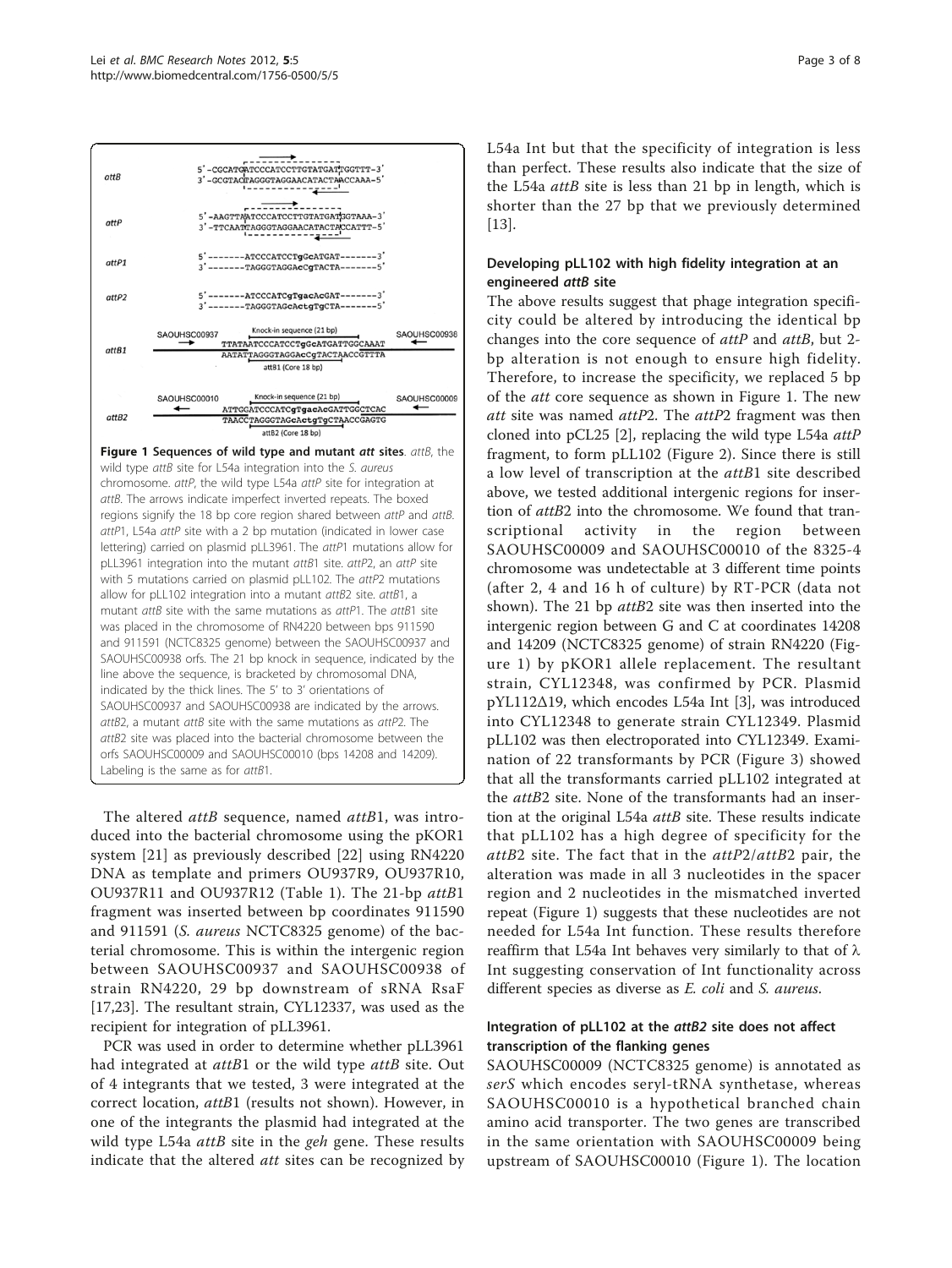**Figure 1 Sequences of wild type and mutant *att* sites**. *attB*, the wild type *attB* site for L54a integration into the *S. aureus* chromosome. *attP*, the wild type L54a *attP* site for integration at *attB*. The arrows indicate imperfect inverted repeats. The boxed regions signify the 18 bp core region shared between *attP* and *attB*. *attP*1, L54a *attP* site with a 2 bp mutation (indicated in lower case lettering) carried on plasmid pLL3961. The *attP*1 mutations allow for pLL3961 integration into the mutant *attB*1 site. *attP*2, an *attP* site with 5 mutations carried on plasmid pLL102. The *attP*2 mutations allow for pLL102 integration into a mutant *attB*2 site. *attB*1, a mutant *attB* site with the same mutations as *attP*1. The *attB*1 site was placed in the chromosome of RN4220 between bps 911590 and 911591 (NCTC8325 genome) between the SAOUHSC00937 and SAOUHSC00938 orfs. The 21 bp knock in sequence, indicated by the line above the sequence, is bracketed by chromosomal DNA, indicated by the thick lines. The 5' to 3' orientations of SAOUHSC00937 and SAOUHSC00938 are indicated by the arrows. *attB*2, a mutant *attB* site with the same mutations as *attP*2. The *attB*2 site was placed into the bacterial chromosome between the orfs SAOUHSC00009 and SAOUHSC00010 (bps 14208 and 14209). Labeling is the same as for *attB*1.

The altered *attB* sequence, named *attB*1, was introduced into the bacterial chromosome using the pKOR1 system [21] as previously described [22] using RN4220 DNA as template and primers OU937R9, OU937R10, OU937R11 and OU937R12 (Table 1). The 21-bp *attB*1 fragment was inserted between bp coordinates 911590 and 911591 (*S. aureus* NCTC8325 genome) of the bacterial chromosome. This is within the intergenic region between SAOUHSC00937 and SAOUHSC00938 of strain RN4220, 29 bp downstream of sRNA RsaF [17,23]. The resultant strain, CYL12337, was used as the recipient for integration of pLL3961.

PCR was used in order to determine whether pLL3961 had integrated at *attB*1 or the wild type *attB* site. Out of 4 integrants that we tested, 3 were integrated at the correct location, *attB*1 (results not shown). However, in one of the integrants the plasmid had integrated at the wild type L54a *attB* site in the *geh* gene. These results indicate that the altered *att* sites can be recognized by L54a Int but that the specificity of integration is less than perfect. These results also indicate that the size of the L54a *attB* site is less than 21 bp in length, which is shorter than the 27 bp that we previously determined [13].

### Developing pLL102 with high fidelity integration at an engineered *attB* site

The above results suggest that phage integration specificity could be altered by introducing the identical bp changes into the core sequence of *attP* and *attB*, but 2-bp alteration is not enough to ensure high fidelity. Therefore, to increase the specificity, we replaced 5 bp of the *att* core sequence as shown in Figure 1. The new *att* site was named *attP*2. The *attP*2 fragment was then cloned into pCL25 [2], replacing the wild type L54a *attP* fragment, to form pLL102 (Figure 2). Since there is still a low level of transcription at the *attB*1 site described above, we tested additional intergenic regions for insertion of *attB*2 into the chromosome. We found that transcriptional activity in the region between SAOUHSC00009 and SAOUHSC00010 of the 8325-4 chromosome was undetectable at 3 different time points (after 2, 4 and 16 h of culture) by RT-PCR (data not shown). The 21 bp *attB*2 site was then inserted into the intergenic region between G and C at coordinates 14208 and 14209 (NCTC8325 genome) of strain RN4220 (Figure 1) by pKOR1 allele replacement. The resultant strain, CYL12348, was confirmed by PCR. Plasmid pYL112Δ19, which encodes L54a Int [3], was introduced into CYL12348 to generate strain CYL12349. Plasmid pLL102 was then electroporated into CYL12349. Examination of 22 transformants by PCR (Figure 3) showed that all the transformants carried pLL102 integrated at the *attB*2 site. None of the transformants had an insertion at the original L54a *attB* site. These results indicate that pLL102 has a high degree of specificity for the *attB*2 site. The fact that in the *attP*2/*attB*2 pair, the alteration was made in all 3 nucleotides in the spacer region and 2 nucleotides in the mismatched inverted repeat (Figure 1) suggests that these nucleotides are not needed for L54a Int function. These results therefore reaffirm that L54a Int behaves very similarly to that of λ Int suggesting conservation of Int functionality across different species as diverse as *E. coli* and *S. aureus*.

### Integration of pLL102 at the *attB2* site does not affect transcription of the flanking genes

SAOUHSC00009 (NCTC8325 genome) is annotated as *serS* which encodes seryl-tRNA synthetase, whereas SAOUHSC00010 is a hypothetical branched chain amino acid transporter. The two genes are transcribed in the same orientation with SAOUHSC00009 being upstream of SAOUHSC00010 (Figure 1). The location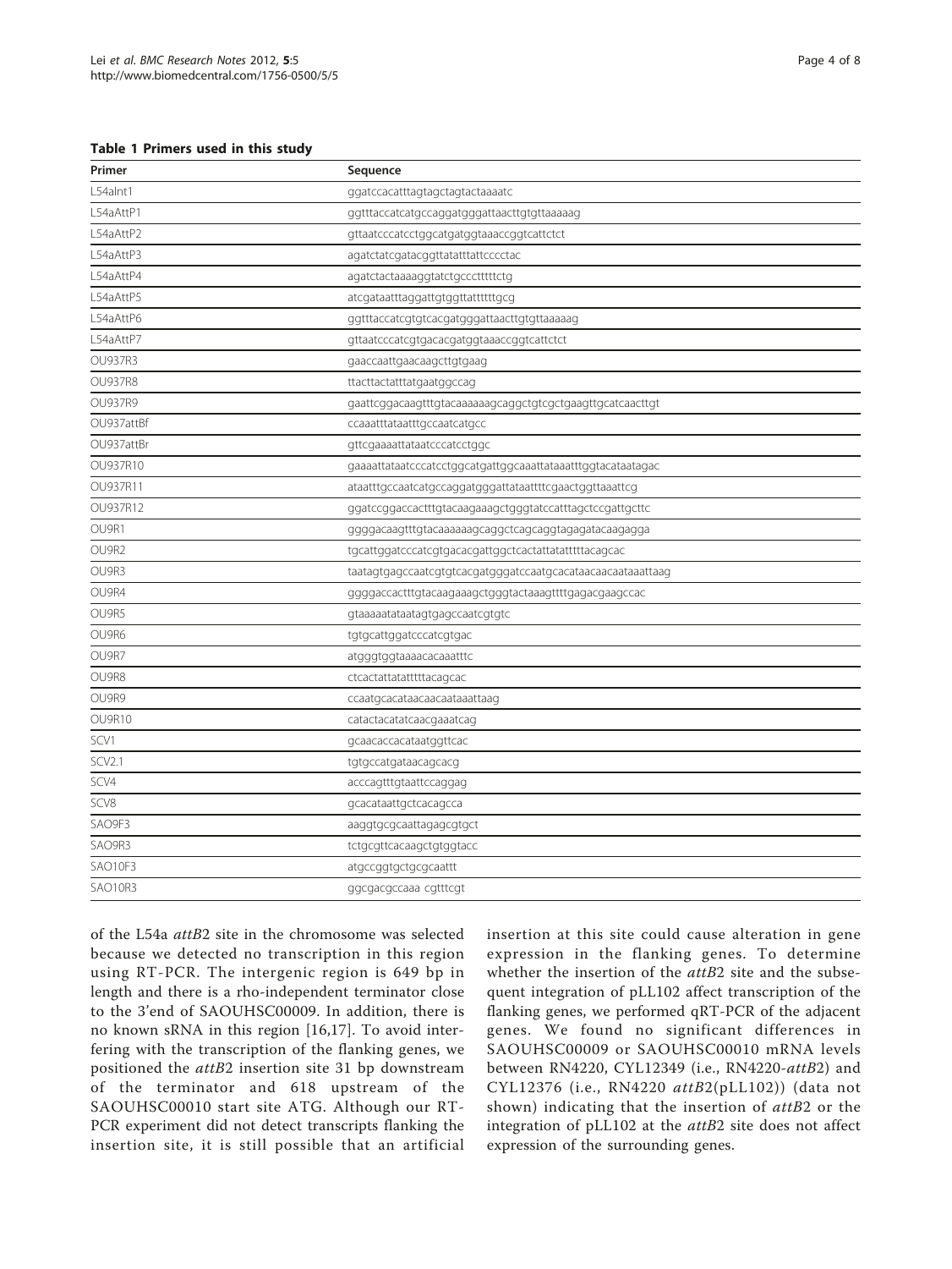**Table 1 Primers used in this study**

| Primer | Sequence |
|---|---|
| L54aInt1 | ggatccacatttagtagctagtactaaaatc |
| L54aAttP1 | ggtttaccatcatgccaggatgggattaacttgtgttaaaaag |
| L54aAttP2 | gttaatcccatcctggcatgatggtaaaccggtcattctct |
| L54aAttP3 | agatctatcgatacggttatatttattcccctac |
| L54aAttP4 | agatctactaaaaggtatctgcccttttctg |
| L54aAttP5 | atcgataatttaggattgtggttattttttgcg |
| L54aAttP6 | ggtttaccatcgtgtcacgatgggattaacttgtgttaaaaag |
| L54aAttP7 | gttaatcccatcgtgacacgatggtaaaccggtcattctct |
| OU937R3 | gaaccaattgaacaagcttgtgaag |
| OU937R8 | ttacttactatttatgaatggccag |
| OU937R9 | gaattcggacaagtttgtacaaaaaagcaggctgtcgctgaagttgcatcaacttgt |
| OU937attBf | ccaaatttataatttgccaatcatgcc |
| OU937attBr | gttcgaaaattataatcccatcctggc |
| OU937R10 | gaaaattataatcccatcctggcatgattggcaaattataaatttggtacataatagac |
| OU937R11 | ataatttgccaatcatgccaggatgggattataattttcgaactggttaaattcg |
| OU937R12 | ggatccggaccactttgtacaagaaagctgggtatccatttagctccgattgcttc |
| OU9R1 | ggggacaagtttgtacaaaaaagcaggctcagcaggtagagatacaagagga |
| OU9R2 | tgcattggatcccatcgtgacacgattggctcactattatttttacagcac |
| OU9R3 | taatagtgagccaatcgtgtcacgatgggatccaatgcacataacaacaataaattaag |
| OU9R4 | ggggaccactttgtacaagaaagctgggtactaaagttttgagacgaagccac |
| OU9R5 | gtaaaaatataatagtgagccaatcgtgtc |
| OU9R6 | tgtgcattggatcccatcgtgac |
| OU9R7 | atgggtggtaaaacacaaatttc |
| OU9R8 | ctcactattatattttacagcac |
| OU9R9 | ccaatgcacataacaacaataaattaag |
| OU9R10 | catactacatatcaacgaaatcag |
| SCV1 | gcaacaccacataatggttcac |
| SCV2.1 | tgtgccatgataacagcacg |
| SCV4 | acccagtttgtaattccaggag |
| SCV8 | gcacataattgctcacagcca |
| SAO9F3 | aaggtgcgcaattagagcgtgct |
| SAO9R3 | tctgcgttcacaagctgtggtacc |
| SAO10F3 | atgccggtgctgcgcaattt |
| SAO10R3 | ggcgacgccaaa cgtttcgt |

of the L54a *attB*2 site in the chromosome was selected because we detected no transcription in this region using RT-PCR. The intergenic region is 649 bp in length and there is a rho-independent terminator close to the 3'end of SAOUHSC00009. In addition, there is no known sRNA in this region [16,17]. To avoid interfering with the transcription of the flanking genes, we positioned the *attB*2 insertion site 31 bp downstream of the terminator and 618 upstream of the SAOUHSC00010 start site ATG. Although our RT-PCR experiment did not detect transcripts flanking the insertion site, it is still possible that an artificial insertion at this site could cause alteration in gene expression in the flanking genes. To determine whether the insertion of the *attB*2 site and the subsequent integration of pLL102 affect transcription of the flanking genes, we performed qRT-PCR of the adjacent genes. We found no significant differences in SAOUHSC00009 or SAOUHSC00010 mRNA levels between RN4220, CYL12349 (i.e., RN4220-*attB*2) and CYL12376 (i.e., RN4220 *attB*2(pLL102)) (data not shown) indicating that the insertion of *attB*2 or the integration of pLL102 at the *attB*2 site does not affect expression of the surrounding genes.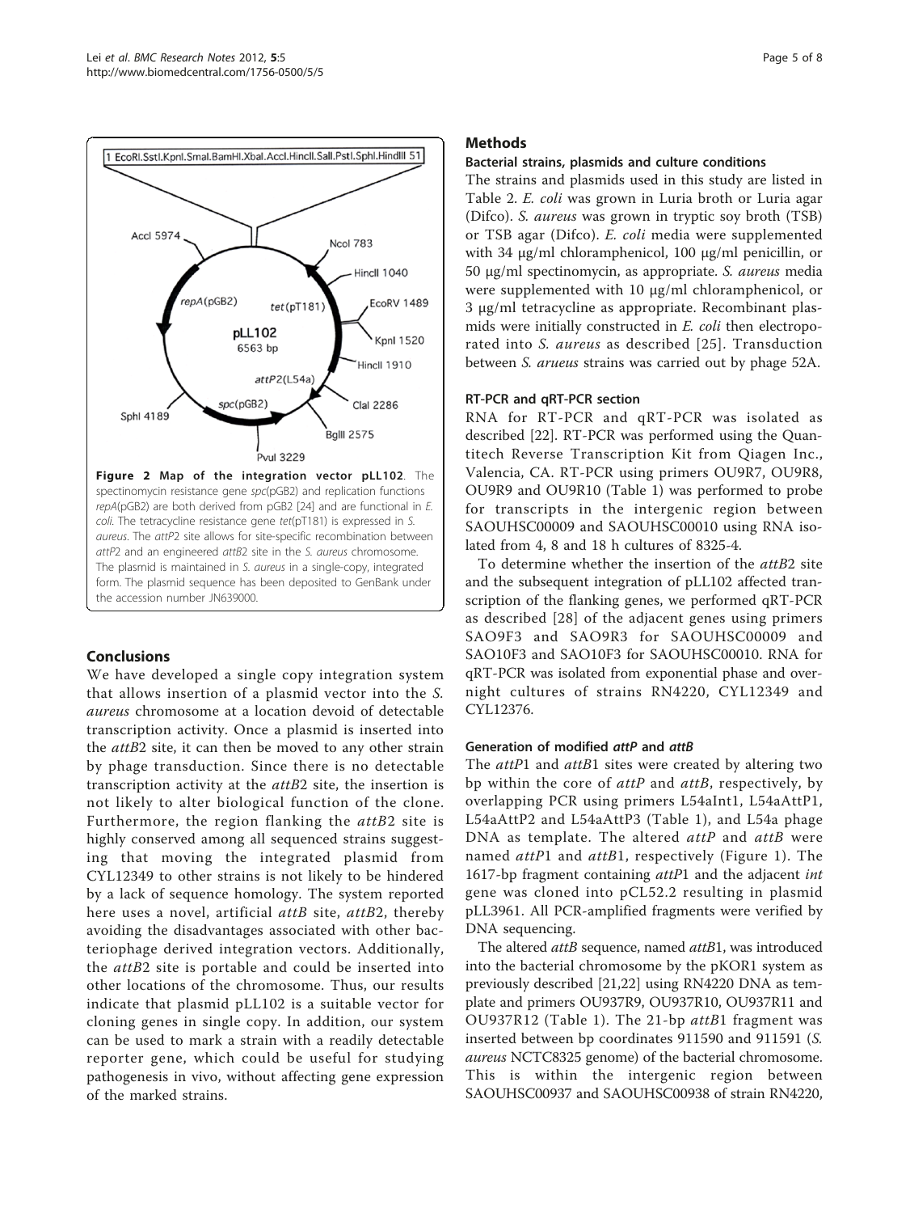**Figure 2 Map of the integration vector pLL102**. The spectinomycin resistance gene *spc*(pGB2) and replication functions *repA*(pGB2) are both derived from pGB2 [24] and are functional in *E. coli*. The tetracycline resistance gene *tet*(pT181) is expressed in *S. aureus*. The *attP*2 site allows for site-specific recombination between *attP*2 and an engineered *attB*2 site in the *S. aureus* chromosome. The plasmid is maintained in *S. aureus* in a single-copy, integrated form. The plasmid sequence has been deposited to GenBank under the accession number JN639000.

## Conclusions

We have developed a single copy integration system that allows insertion of a plasmid vector into the *S. aureus* chromosome at a location devoid of detectable transcription activity. Once a plasmid is inserted into the *attB*2 site, it can then be moved to any other strain by phage transduction. Since there is no detectable transcription activity at the *attB*2 site, the insertion is not likely to alter biological function of the clone. Furthermore, the region flanking the *attB*2 site is highly conserved among all sequenced strains suggesting that moving the integrated plasmid from CYL12349 to other strains is not likely to be hindered by a lack of sequence homology. The system reported here uses a novel, artificial *attB* site, *attB*2, thereby avoiding the disadvantages associated with other bacteriophage derived integration vectors. Additionally, the *attB*2 site is portable and could be inserted into other locations of the chromosome. Thus, our results indicate that plasmid pLL102 is a suitable vector for cloning genes in single copy. In addition, our system can be used to mark a strain with a readily detectable reporter gene, which could be useful for studying pathogenesis in vivo, without affecting gene expression of the marked strains.

## Methods

### Bacterial strains, plasmids and culture conditions

The strains and plasmids used in this study are listed in Table 2. *E. coli* was grown in Luria broth or Luria agar (Difco). *S. aureus* was grown in tryptic soy broth (TSB) or TSB agar (Difco). *E. coli* media were supplemented with 34 μg/ml chloramphenicol, 100 μg/ml penicillin, or 50 μg/ml spectinomycin, as appropriate. *S. aureus* media were supplemented with 10 μg/ml chloramphenicol, or 3 μg/ml tetracycline as appropriate. Recombinant plasmids were initially constructed in *E. coli* then electroporated into *S. aureus* as described [25]. Transduction between *S. arueus* strains was carried out by phage 52A.

### RT-PCR and qRT-PCR section

RNA for RT-PCR and qRT-PCR was isolated as described [22]. RT-PCR was performed using the Quantitech Reverse Transcription Kit from Qiagen Inc., Valencia, CA. RT-PCR using primers OU9R7, OU9R8, OU9R9 and OU9R10 (Table 1) was performed to probe for transcripts in the intergenic region between SAOUHSC00009 and SAOUHSC00010 using RNA isolated from 4, 8 and 18 h cultures of 8325-4.

To determine whether the insertion of the *attB*2 site and the subsequent integration of pLL102 affected transcription of the flanking genes, we performed qRT-PCR as described [28] of the adjacent genes using primers SAO9F3 and SAO9R3 for SAOUHSC00009 and SAO10F3 and SAO10F3 for SAOUHSC00010. RNA for qRT-PCR was isolated from exponential phase and overnight cultures of strains RN4220, CYL12349 and CYL12376.

### Generation of modified *attP* and *attB*

The *attP*1 and *attB*1 sites were created by altering two bp within the core of *attP* and *attB*, respectively, by overlapping PCR using primers L54aInt1, L54aAttP1, L54aAttP2 and L54aAttP3 (Table 1), and L54a phage DNA as template. The altered *attP* and *attB* were named *attP*1 and *attB*1, respectively (Figure 1). The 1617-bp fragment containing *attP*1 and the adjacent *int* gene was cloned into pCL52.2 resulting in plasmid pLL3961. All PCR-amplified fragments were verified by DNA sequencing.

The altered *attB* sequence, named *attB*1, was introduced into the bacterial chromosome by the pKOR1 system as previously described [21,22] using RN4220 DNA as template and primers OU937R9, OU937R10, OU937R11 and OU937R12 (Table 1). The 21-bp *attB*1 fragment was inserted between bp coordinates 911590 and 911591 (*S. aureus* NCTC8325 genome) of the bacterial chromosome. This is within the intergenic region between SAOUHSC00937 and SAOUHSC00938 of strain RN4220,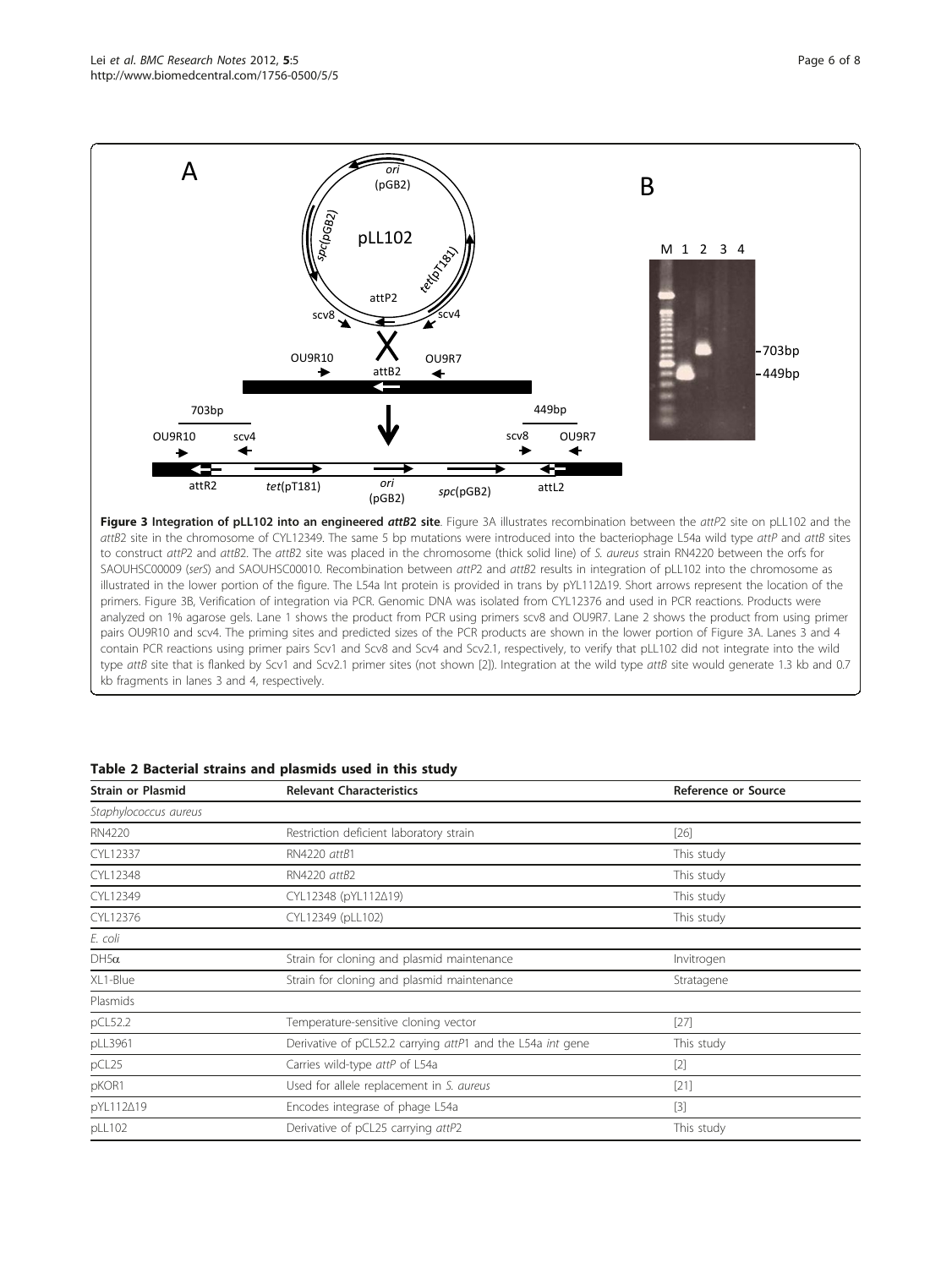**Figure 3 Integration of pLL102 into an engineered *attB2* site**. Figure 3A illustrates recombination between the *attP2* site on pLL102 and the *attB2* site in the chromosome of CYL12349. The same 5 bp mutations were introduced into the bacteriophage L54a wild type *attP* and *attB* sites to construct *attP2* and *attB2*. The *attB2* site was placed in the chromosome (thick solid line) of *S. aureus* strain RN4220 between the orfs for SAOUHSC00009 (*serS*) and SAOUHSC00010. Recombination between *attP2* and *attB2* results in integration of pLL102 into the chromosome as illustrated in the lower portion of the figure. The L54a Int protein is provided in trans by pYL112Δ19. Short arrows represent the location of the primers. Figure 3B, Verification of integration via PCR. Genomic DNA was isolated from CYL12376 and used in PCR reactions. Products were analyzed on 1% agarose gels. Lane 1 shows the product from PCR using primers scv8 and OU9R7. Lane 2 shows the product from using primer pairs OU9R10 and scv4. The priming sites and predicted sizes of the PCR products are shown in the lower portion of Figure 3A. Lanes 3 and 4 contain PCR reactions using primer pairs Scv1 and Scv8 and Scv4 and Scv2.1, respectively, to verify that pLL102 did not integrate into the wild type *attB* site that is flanked by Scv1 and Scv2.1 primer sites (not shown [2]). Integration at the wild type *attB* site would generate 1.3 kb and 0.7 kb fragments in lanes 3 and 4, respectively.

**Table 2 Bacterial strains and plasmids used in this study**

| Strain or Plasmid | Relevant Characteristics | Reference or Source |
|---|---|---|
| *Staphylococcus aureus* | | |
| RN4220 | Restriction deficient laboratory strain | [26] |
| CYL12337 | RN4220 *attB1* | This study |
| CYL12348 | RN4220 *attB2* | This study |
| CYL12349 | CYL12348 (pYL112Δ19) | This study |
| CYL12376 | CYL12349 (pLL102) | This study |
| *E. coli* | | |
| DH5α | Strain for cloning and plasmid maintenance | Invitrogen |
| XL1-Blue | Strain for cloning and plasmid maintenance | Stratagene |
| Plasmids | | |
| pCL52.2 | Temperature-sensitive cloning vector | [27] |
| pLL3961 | Derivative of pCL52.2 carrying *attP1* and the L54a *int* gene | This study |
| pCL25 | Carries wild-type *attP* of L54a | [2] |
| pKOR1 | Used for allele replacement in *S. aureus* | [21] |
| pYL112Δ19 | Encodes integrase of phage L54a | [3] |
| pLL102 | Derivative of pCL25 carrying *attP2* | This study |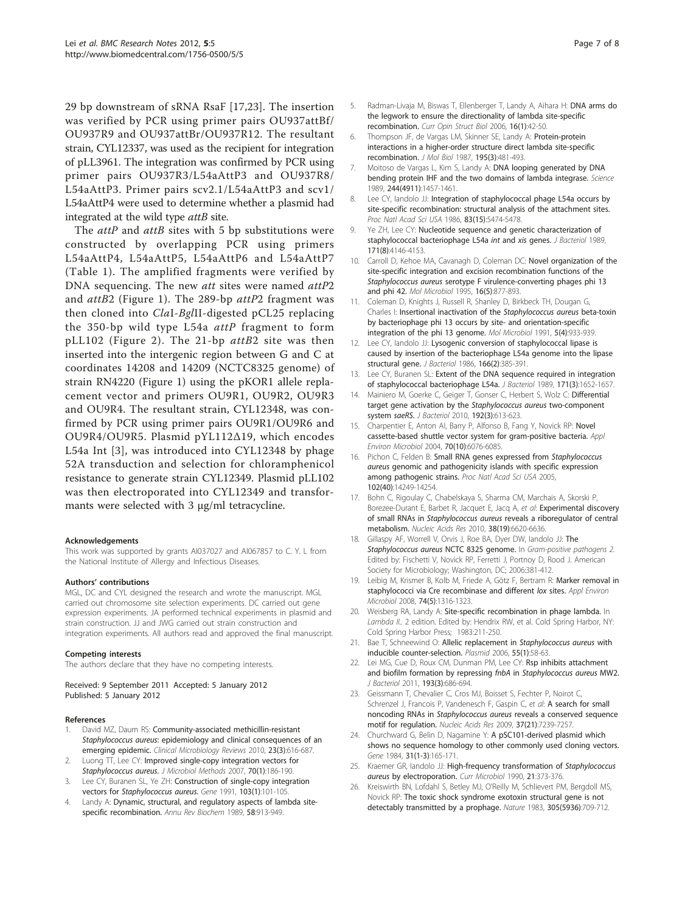29 bp downstream of sRNA RsaF [17,23]. The insertion was verified by PCR using primer pairs OU937attBf/OU937R9 and OU937attBr/OU937R12. The resultant strain, CYL12337, was used as the recipient for integration of pLL3961. The integration was confirmed by PCR using primer pairs OU937R3/L54aAttP3 and OU937R8/L54aAttP3. Primer pairs scv2.1/L54aAttP3 and scv1/L54aAttP4 were used to determine whether a plasmid had integrated at the wild type *attB* site.

The *attP* and *attB* sites with 5 bp substitutions were constructed by overlapping PCR using primers L54aAttP4, L54aAttP5, L54aAttP6 and L54aAttP7 (Table 1). The amplified fragments were verified by DNA sequencing. The new *att* sites were named *attP*2 and *attB*2 (Figure 1). The 289-bp *attP*2 fragment was then cloned into *Cla*I-*Bgl*II-digested pCL25 replacing the 350-bp wild type L54a *attP* fragment to form pLL102 (Figure 2). The 21-bp *attB*2 site was then inserted into the intergenic region between G and C at coordinates 14208 and 14209 (NCTC8325 genome) of strain RN4220 (Figure 1) using the pKOR1 allele replacement vector and primers OU9R1, OU9R2, OU9R3 and OU9R4. The resultant strain, CYL12348, was confirmed by PCR using primer pairs OU9R1/OU9R6 and OU9R4/OU9R5. Plasmid pYL112Δ19, which encodes L54a Int [3], was introduced into CYL12348 by phage 52A transduction and selection for chloramphenicol resistance to generate strain CYL12349. Plasmid pLL102 was then electroporated into CYL12349 and transformants were selected with 3 μg/ml tetracycline.

#### Acknowledgements

This work was supported by grants AI037027 and AI067857 to C. Y. L from the National Institute of Allergy and Infectious Diseases.

#### Authors' contributions

MGL, DC and CYL designed the research and wrote the manuscript. MGL carried out chromosome site selection experiments. DC carried out gene expression experiments. JA performed technical experiments in plasmid and strain construction. JJ and JWG carried out strain construction and integration experiments. All authors read and approved the final manuscript.

#### Competing interests

The authors declare that they have no competing interests.

Received: 9 September 2011 Accepted: 5 January 2012
Published: 5 January 2012

#### References

1. David MZ, Daum RS: **Community-associated methicillin-resistant *Staphylococcus aureus*: epidemiology and clinical consequences of an emerging epidemic.** *Clinical Microbiology Reviews* 2010, **23(3)**:616-687.
2. Luong TT, Lee CY: **Improved single-copy integration vectors for *Staphylococcus aureus*.** *J Microbiol Methods* 2007, **70(1)**:186-190.
3. Lee CY, Buranen SL, Ye ZH: **Construction of single-copy integration vectors for *Staphylococcus aureus*.** *Gene* 1991, **103(1)**:101-105.
4. Landy A: **Dynamic, structural, and regulatory aspects of lambda site-specific recombination.** *Annu Rev Biochem* 1989, **58**:913-949.
5. Radman-Livaja M, Biswas T, Ellenberger T, Landy A, Aihara H: **DNA arms do the legwork to ensure the directionality of lambda site-specific recombination.** *Curr Opin Struct Biol* 2006, **16(1)**:42-50.
6. Thompson JF, de Vargas LM, Skinner SE, Landy A: **Protein-protein interactions in a higher-order structure direct lambda site-specific recombination.** *J Mol Biol* 1987, **195(3)**:481-493.
7. Moitoso de Vargas L, Kim S, Landy A: **DNA looping generated by DNA bending protein IHF and the two domains of lambda integrase.** *Science* 1989, **244(4911)**:1457-1461.
8. Lee CY, Iandolo JJ: **Integration of staphylococcal phage L54a occurs by site-specific recombination: structural analysis of the attachment sites.** *Proc Natl Acad Sci USA* 1986, **83(15)**:5474-5478.
9. Ye ZH, Lee CY: **Nucleotide sequence and genetic characterization of staphylococcal bacteriophage L54a *int* and *xis* genes.** *J Bacteriol* 1989, **171(8)**:4146-4153.
10. Carroll D, Kehoe MA, Cavanagh D, Coleman DC: **Novel organization of the site-specific integration and excision recombination functions of the *Staphylococcus aureus* serotype F virulence-converting phages phi 13 and phi 42.** *Mol Microbiol* 1995, **16(5)**:877-893.
11. Coleman D, Knights J, Russell R, Shanley D, Birkbeck TH, Dougan G, Charles I: **Insertional inactivation of the *Staphylococcus aureus* beta-toxin by bacteriophage phi 13 occurs by site- and orientation-specific integration of the phi 13 genome.** *Mol Microbiol* 1991, **5(4)**:933-939.
12. Lee CY, Iandolo JJ: **Lysogenic conversion of staphylococcal lipase is caused by insertion of the bacteriophage L54a genome into the lipase structural gene.** *J Bacteriol* 1986, **166(2)**:385-391.
13. Lee CY, Buranen SL: **Extent of the DNA sequence required in integration of staphylococcal bacteriophage L54a.** *J Bacteriol* 1989, **171(3)**:1652-1657.
14. Mainiero M, Goerke C, Geiger T, Gonser C, Herbert S, Wolz C: **Differential target gene activation by the *Staphylococcus aureus* two-component system *saeRS*.** *J Bacteriol* 2010, **192(3)**:613-623.
15. Charpentier E, Anton AI, Barry P, Alfonso B, Fang Y, Novick RP: **Novel cassette-based shuttle vector system for gram-positive bacteria.** *Appl Environ Microbiol* 2004, **70(10)**:6076-6085.
16. Pichon C, Felden B: **Small RNA genes expressed from *Staphylococcus aureus* genomic and pathogenicity islands with specific expression among pathogenic strains.** *Proc Natl Acad Sci USA* 2005, **102(40)**:14249-14254.
17. Bohn C, Rigoulay C, Chabelskaya S, Sharma CM, Marchais A, Skorski P, Borezee-Durant E, Barbet R, Jacquet E, Jacq A, *et al*: **Experimental discovery of small RNAs in *Staphylococcus aureus* reveals a riboregulator of central metabolism.** *Nucleic Acids Res* 2010, **38(19)**:6620-6636.
18. Gillaspy AF, Worrell V, Orvis J, Roe BA, Dyer DW, Iandolo JJ: **The *Staphylococcus aureus* NCTC 8325 genome.** In *Gram-positive pathogens 2.* Edited by: Fischetti V, Novick RP, Ferretti J, Portnoy D, Rood J. American Society for Microbiology; Washington, DC; 2006:381-412.
19. Leibig M, Krismer B, Kolb M, Friede A, Götz F, Bertram R: **Marker removal in staphylococci via Cre recombinase and different *lox* sites.** *Appl Environ Microbiol* 2008, **74(5)**:1316-1323.
20. Weisberg RA, Landy A: **Site-specific recombination in phage lambda.** In *Lambda II.. 2 edition.* Edited by: Hendrix RW, et al. Cold Spring Harbor, NY: Cold Spring Harbor Press; 1983:211-250.
21. Bae T, Schneewind O: **Allelic replacement in *Staphylococcus aureus* with inducible counter-selection.** *Plasmid* 2006, **55(1)**:58-63.
22. Lei MG, Cue D, Roux CM, Dunman PM, Lee CY: **Rsp inhibits attachment and biofilm formation by repressing *fnbA* in *Staphylococcus aureus* MW2.** *J Bacteriol* 2011, **193(3)**:686-694.
23. Geissmann T, Chevalier C, Cros MJ, Boisset S, Fechter P, Noirot C, Schrenzel J, Francois P, Vandenesch F, Gaspin C, *et al*: **A search for small noncoding RNAs in *Staphylococcus aureus* reveals a conserved sequence motif for regulation.** *Nucleic Acids Res* 2009, **37(21)**:7239-7257.
24. Churchward G, Belin D, Nagamine Y: **A pSC101-derived plasmid which shows no sequence homology to other commonly used cloning vectors.** *Gene* 1984, **31(1-3)**:165-171.
25. Kraemer GR, Iandolo JJ: **High-frequency transformation of *Staphylococcus aureus* by electroporation.** *Curr Microbiol* 1990, **21**:373-376.
26. Kreiswirth BN, Lofdahl S, Betley MJ, O'Reilly M, Schlievert PM, Bergdoll MS, Novick RP: **The toxic shock syndrome exotoxin structural gene is not detectably transmitted by a prophage.** *Nature* 1983, **305(5936)**:709-712.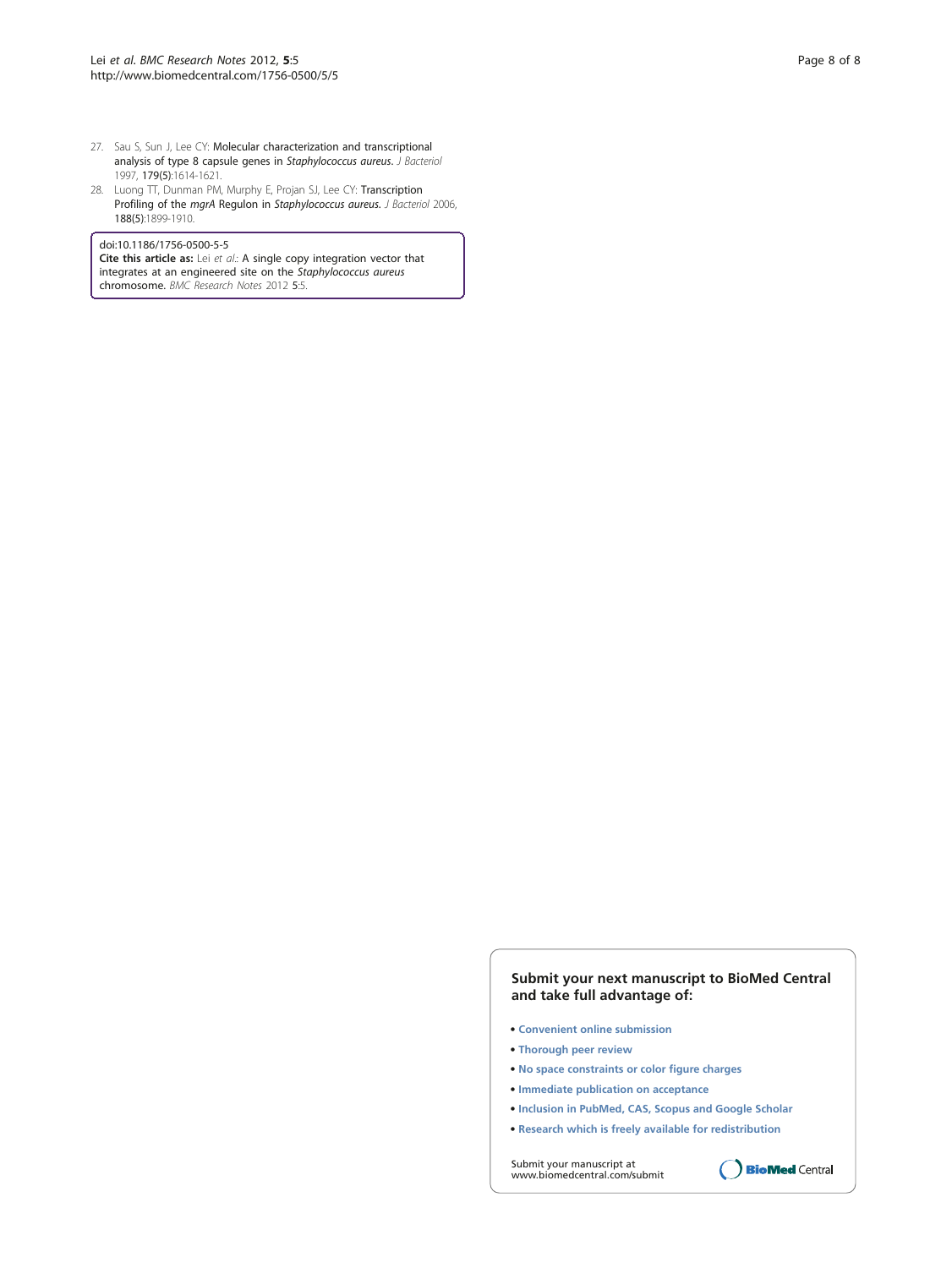27. Sau S, Sun J, Lee CY: **Molecular characterization and transcriptional analysis of type 8 capsule genes in *Staphylococcus aureus*.** *J Bacteriol* 1997, **179(5)**:1614-1621.
28. Luong TT, Dunman PM, Murphy E, Projan SJ, Lee CY: **Transcription Profiling of the *mgrA* Regulon in *Staphylococcus aureus*.** *J Bacteriol* 2006, **188(5)**:1899-1910.

doi:10.1186/1756-0500-5-5

**Cite this article as:** Lei *et al.*: A single copy integration vector that integrates at an engineered site on the *Staphylococcus aureus* chromosome. *BMC Research Notes* 2012 **5**:5.

**Submit your next manuscript to BioMed Central and take full advantage of:**

- **Convenient online submission**
- **Thorough peer review**
- **No space constraints or color figure charges**
- **Immediate publication on acceptance**
- **Inclusion in PubMed, CAS, Scopus and Google Scholar**
- **Research which is freely available for redistribution**

Submit your manuscript at
www.biomedcentral.com/submit

BioMed Central